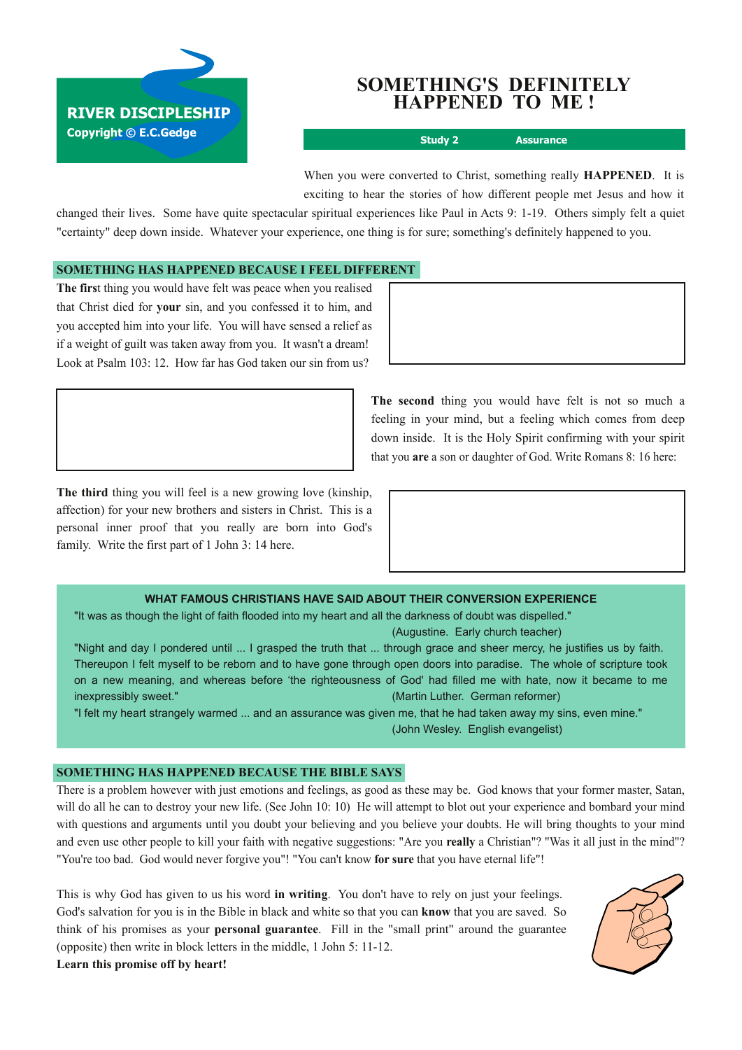RIVER DISCIPLESHIP
Copyright © E.C.Gedge

# SOMETHING'S DEFINITELY HAPPENED TO ME !

**Study 2** **Assurance**

When you were converted to Christ, something really **HAPPENED**. It is exciting to hear the stories of how different people met Jesus and how it changed their lives. Some have quite spectacular spiritual experiences like Paul in Acts 9: 1-19. Others simply felt a quiet "certainty" deep down inside. Whatever your experience, one thing is for sure; something's definitely happened to you.

## SOMETHING HAS HAPPENED BECAUSE I FEEL DIFFERENT

**The first** thing you would have felt was peace when you realised that Christ died for **your** sin, and you confessed it to him, and you accepted him into your life. You will have sensed a relief as if a weight of guilt was taken away from you. It wasn't a dream! Look at Psalm 103: 12. How far has God taken our sin from us?

**The second** thing you would have felt is not so much a feeling in your mind, but a feeling which comes from deep down inside. It is the Holy Spirit confirming with your spirit that you **are** a son or daughter of God. Write Romans 8: 16 here:

**The third** thing you will feel is a new growing love (kinship, affection) for your new brothers and sisters in Christ. This is a personal inner proof that you really are born into God's family. Write the first part of 1 John 3: 14 here.

### WHAT FAMOUS CHRISTIANS HAVE SAID ABOUT THEIR CONVERSION EXPERIENCE

"It was as though the light of faith flooded into my heart and all the darkness of doubt was dispelled."
(Augustine. Early church teacher)

"Night and day I pondered until ... I grasped the truth that ... through grace and sheer mercy, he justifies us by faith. Thereupon I felt myself to be reborn and to have gone through open doors into paradise. The whole of scripture took on a new meaning, and whereas before 'the righteousness of God' had filled me with hate, now it became to me inexpressibly sweet."
(Martin Luther. German reformer)

"I felt my heart strangely warmed ... and an assurance was given me, that he had taken away my sins, even mine."
(John Wesley. English evangelist)

## SOMETHING HAS HAPPENED BECAUSE THE BIBLE SAYS

There is a problem however with just emotions and feelings, as good as these may be. God knows that your former master, Satan, will do all he can to destroy your new life. (See John 10: 10) He will attempt to blot out your experience and bombard your mind with questions and arguments until you doubt your believing and you believe your doubts. He will bring thoughts to your mind and even use other people to kill your faith with negative suggestions: "Are you **really** a Christian"? "Was it all just in the mind"? "You're too bad. God would never forgive you"! "You can't know **for sure** that you have eternal life"!

This is why God has given to us his word **in writing**. You don't have to rely on just your feelings. God's salvation for you is in the Bible in black and white so that you can **know** that you are saved. So think of his promises as your **personal guarantee**. Fill in the "small print" around the guarantee (opposite) then write in block letters in the middle, 1 John 5: 11-12.
**Learn this promise off by heart!**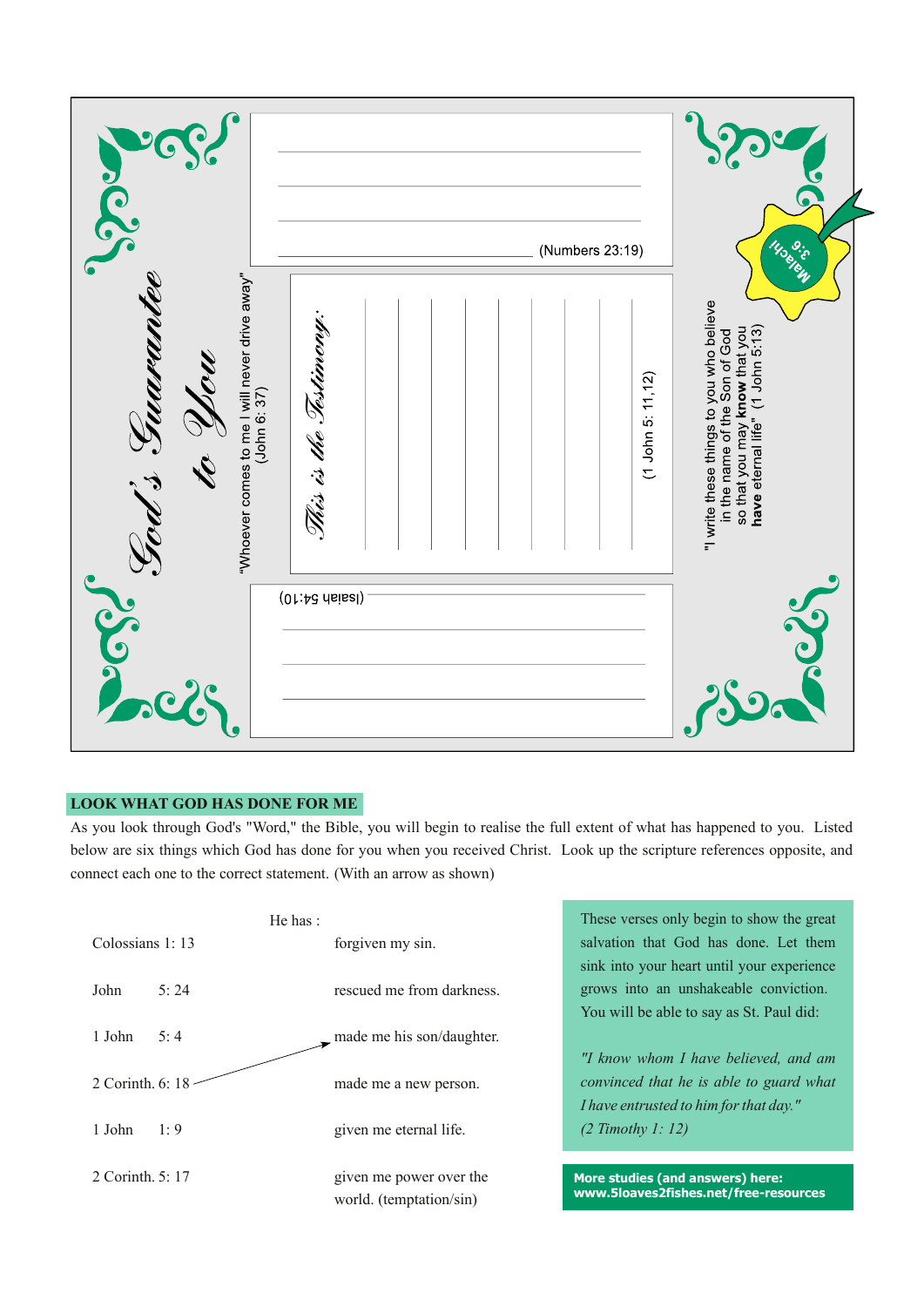God's Guarantee to You

"Whoever comes to me I will never drive away" (John 6: 37)

(Numbers 23:19)

*This is the Testimony:*

(1 John 5: 11,12)

(Isaiah 54:10)

Malachi 3:6

"I write these things to you who believe in the name of the Son of God so that you may **know** that you **have** eternal life" (1 John 5:13)

## LOOK WHAT GOD HAS DONE FOR ME

As you look through God's "Word," the Bible, you will begin to realise the full extent of what has happened to you. Listed below are six things which God has done for you when you received Christ. Look up the scripture references opposite, and connect each one to the correct statement. (With an arrow as shown)

| | He has : |
|---|---|
| Colossians 1: 13 | forgiven my sin. |
| John 5: 24 | rescued me from darkness. |
| 1 John 5: 4 | made me his son/daughter. |
| 2 Corinth. 6: 18 | made me a new person. |
| 1 John 1: 9 | given me eternal life. |
| 2 Corinth. 5: 17 | given me power over the world. (temptation/sin) |

These verses only begin to show the great salvation that God has done. Let them sink into your heart until your experience grows into an unshakeable conviction. You will be able to say as St. Paul did:

*"I know whom I have believed, and am convinced that he is able to guard what I have entrusted to him for that day."*
*(2 Timothy 1: 12)*

**More studies (and answers) here: www.5loaves2fishes.net/free-resources**